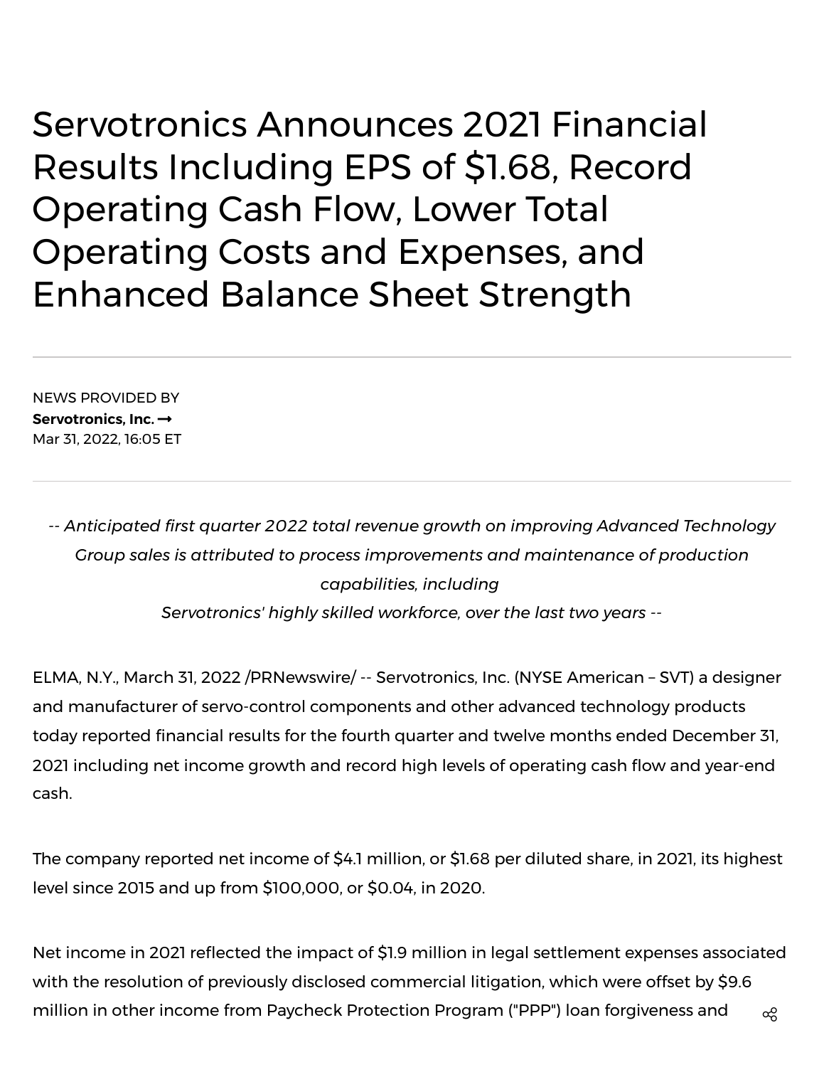# Servotronics Announces 2021 Financial Results Including EPS of $1.68, Record Operating Cash Flow, Lower Total Operating Costs and Expenses, and Enhanced Balance Sheet Strength

NEWS PROVIDED BY
**Servotronics, Inc.**
Mar 31, 2022, 16:05 ET

-- *Anticipated first quarter 2022 total revenue growth on improving Advanced Technology Group sales is attributed to process improvements and maintenance of production capabilities, including Servotronics' highly skilled workforce, over the last two years* --

ELMA, N.Y., March 31, 2022 /PRNewswire/ -- Servotronics, Inc. (NYSE American – SVT) a designer and manufacturer of servo-control components and other advanced technology products today reported financial results for the fourth quarter and twelve months ended December 31, 2021 including net income growth and record high levels of operating cash flow and year-end cash.

The company reported net income of $4.1 million, or $1.68 per diluted share, in 2021, its highest level since 2015 and up from $100,000, or $0.04, in 2020.

Net income in 2021 reflected the impact of $1.9 million in legal settlement expenses associated with the resolution of previously disclosed commercial litigation, which were offset by $9.6 million in other income from Paycheck Protection Program ("PPP") loan forgiveness and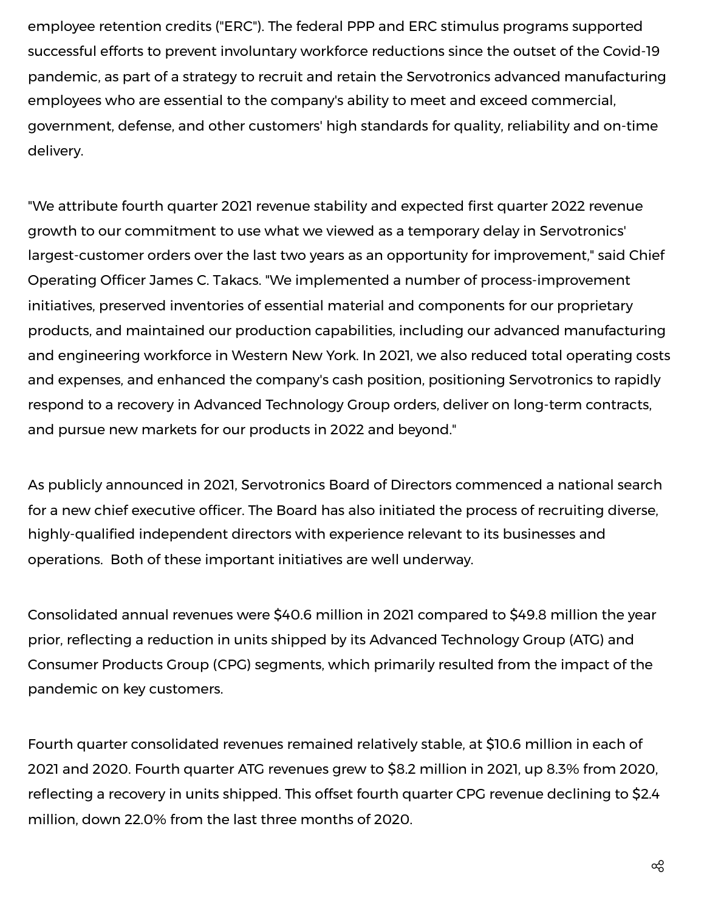employee retention credits ("ERC"). The federal PPP and ERC stimulus programs supported successful efforts to prevent involuntary workforce reductions since the outset of the Covid-19 pandemic, as part of a strategy to recruit and retain the Servotronics advanced manufacturing employees who are essential to the company's ability to meet and exceed commercial, government, defense, and other customers' high standards for quality, reliability and on-time delivery.

"We attribute fourth quarter 2021 revenue stability and expected first quarter 2022 revenue growth to our commitment to use what we viewed as a temporary delay in Servotronics' largest-customer orders over the last two years as an opportunity for improvement," said Chief Operating Officer James C. Takacs. "We implemented a number of process-improvement initiatives, preserved inventories of essential material and components for our proprietary products, and maintained our production capabilities, including our advanced manufacturing and engineering workforce in Western New York. In 2021, we also reduced total operating costs and expenses, and enhanced the company's cash position, positioning Servotronics to rapidly respond to a recovery in Advanced Technology Group orders, deliver on long-term contracts, and pursue new markets for our products in 2022 and beyond."

As publicly announced in 2021, Servotronics Board of Directors commenced a national search for a new chief executive officer. The Board has also initiated the process of recruiting diverse, highly-qualified independent directors with experience relevant to its businesses and operations. Both of these important initiatives are well underway.

Consolidated annual revenues were $40.6 million in 2021 compared to $49.8 million the year prior, reflecting a reduction in units shipped by its Advanced Technology Group (ATG) and Consumer Products Group (CPG) segments, which primarily resulted from the impact of the pandemic on key customers.

Fourth quarter consolidated revenues remained relatively stable, at $10.6 million in each of 2021 and 2020. Fourth quarter ATG revenues grew to $8.2 million in 2021, up 8.3% from 2020, reflecting a recovery in units shipped. This offset fourth quarter CPG revenue declining to $2.4 million, down 22.0% from the last three months of 2020.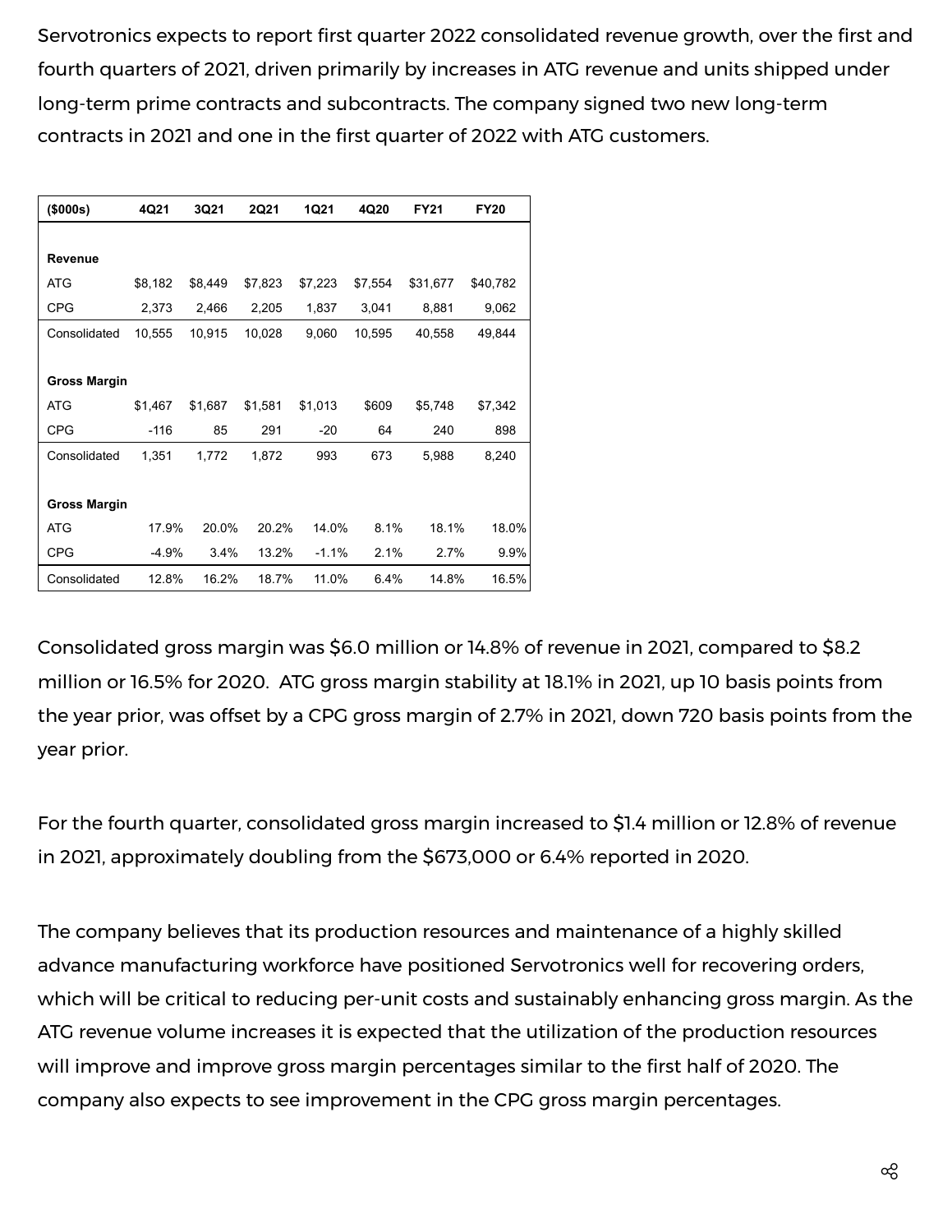Servotronics expects to report first quarter 2022 consolidated revenue growth, over the first and fourth quarters of 2021, driven primarily by increases in ATG revenue and units shipped under long-term prime contracts and subcontracts. The company signed two new long-term contracts in 2021 and one in the first quarter of 2022 with ATG customers.

| ($000s) | 4Q21 | 3Q21 | 2Q21 | 1Q21 | 4Q20 | FY21 | FY20 |
|---|---|---|---|---|---|---|---|
| **Revenue** | | | | | | | |
| ATG | $8,182 | $8,449 | $7,823 | $7,223 | $7,554 | $31,677 | $40,782 |
| CPG | 2,373 | 2,466 | 2,205 | 1,837 | 3,041 | 8,881 | 9,062 |
| Consolidated | 10,555 | 10,915 | 10,028 | 9,060 | 10,595 | 40,558 | 49,844 |
| **Gross Margin** | | | | | | | |
| ATG | $1,467 | $1,687 | $1,581 | $1,013 | $609 | $5,748 | $7,342 |
| CPG | -116 | 85 | 291 | -20 | 64 | 240 | 898 |
| Consolidated | 1,351 | 1,772 | 1,872 | 993 | 673 | 5,988 | 8,240 |
| **Gross Margin** | | | | | | | |
| ATG | 17.9% | 20.0% | 20.2% | 14.0% | 8.1% | 18.1% | 18.0% |
| CPG | -4.9% | 3.4% | 13.2% | -1.1% | 2.1% | 2.7% | 9.9% |
| Consolidated | 12.8% | 16.2% | 18.7% | 11.0% | 6.4% | 14.8% | 16.5% |

Consolidated gross margin was $6.0 million or 14.8% of revenue in 2021, compared to $8.2 million or 16.5% for 2020. ATG gross margin stability at 18.1% in 2021, up 10 basis points from the year prior, was offset by a CPG gross margin of 2.7% in 2021, down 720 basis points from the year prior.

For the fourth quarter, consolidated gross margin increased to $1.4 million or 12.8% of revenue in 2021, approximately doubling from the $673,000 or 6.4% reported in 2020.

The company believes that its production resources and maintenance of a highly skilled advance manufacturing workforce have positioned Servotronics well for recovering orders, which will be critical to reducing per-unit costs and sustainably enhancing gross margin. As the ATG revenue volume increases it is expected that the utilization of the production resources will improve and improve gross margin percentages similar to the first half of 2020. The company also expects to see improvement in the CPG gross margin percentages.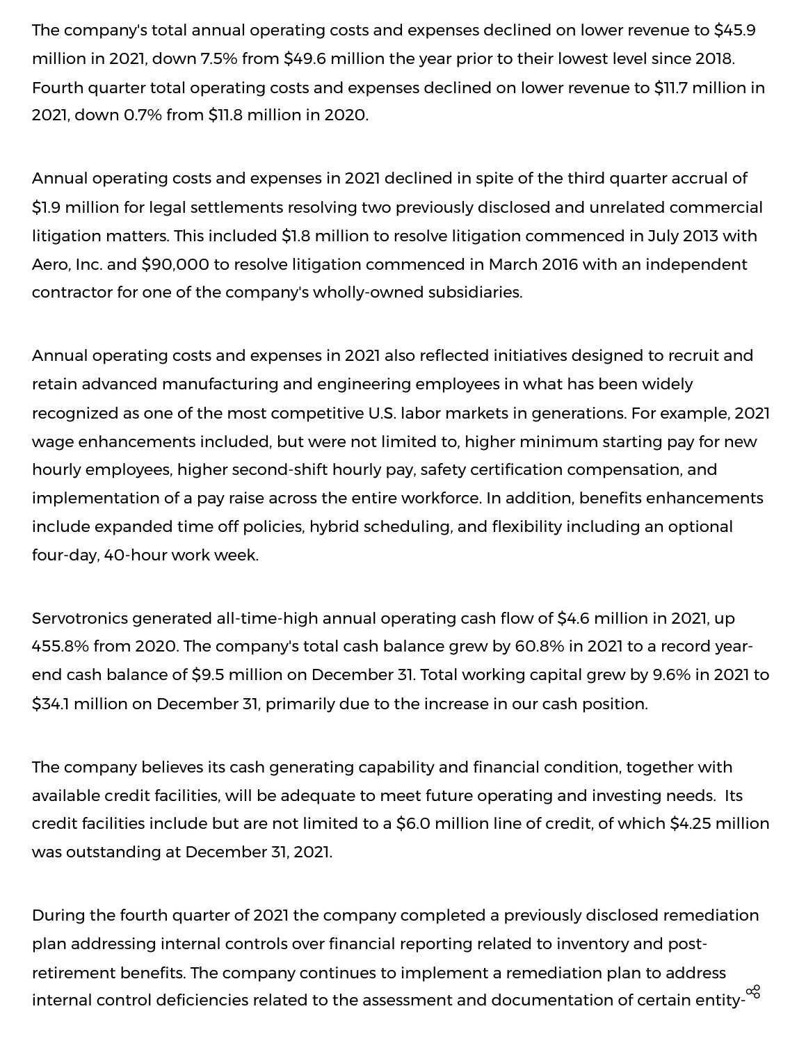The company's total annual operating costs and expenses declined on lower revenue to $45.9 million in 2021, down 7.5% from $49.6 million the year prior to their lowest level since 2018. Fourth quarter total operating costs and expenses declined on lower revenue to $11.7 million in 2021, down 0.7% from $11.8 million in 2020.

Annual operating costs and expenses in 2021 declined in spite of the third quarter accrual of $1.9 million for legal settlements resolving two previously disclosed and unrelated commercial litigation matters. This included $1.8 million to resolve litigation commenced in July 2013 with Aero, Inc. and $90,000 to resolve litigation commenced in March 2016 with an independent contractor for one of the company's wholly-owned subsidiaries.

Annual operating costs and expenses in 2021 also reflected initiatives designed to recruit and retain advanced manufacturing and engineering employees in what has been widely recognized as one of the most competitive U.S. labor markets in generations. For example, 2021 wage enhancements included, but were not limited to, higher minimum starting pay for new hourly employees, higher second-shift hourly pay, safety certification compensation, and implementation of a pay raise across the entire workforce. In addition, benefits enhancements include expanded time off policies, hybrid scheduling, and flexibility including an optional four-day, 40-hour work week.

Servotronics generated all-time-high annual operating cash flow of $4.6 million in 2021, up 455.8% from 2020. The company's total cash balance grew by 60.8% in 2021 to a record year-end cash balance of $9.5 million on December 31. Total working capital grew by 9.6% in 2021 to $34.1 million on December 31, primarily due to the increase in our cash position.

The company believes its cash generating capability and financial condition, together with available credit facilities, will be adequate to meet future operating and investing needs. Its credit facilities include but are not limited to a $6.0 million line of credit, of which $4.25 million was outstanding at December 31, 2021.

During the fourth quarter of 2021 the company completed a previously disclosed remediation plan addressing internal controls over financial reporting related to inventory and post-retirement benefits. The company continues to implement a remediation plan to address internal control deficiencies related to the assessment and documentation of certain entity-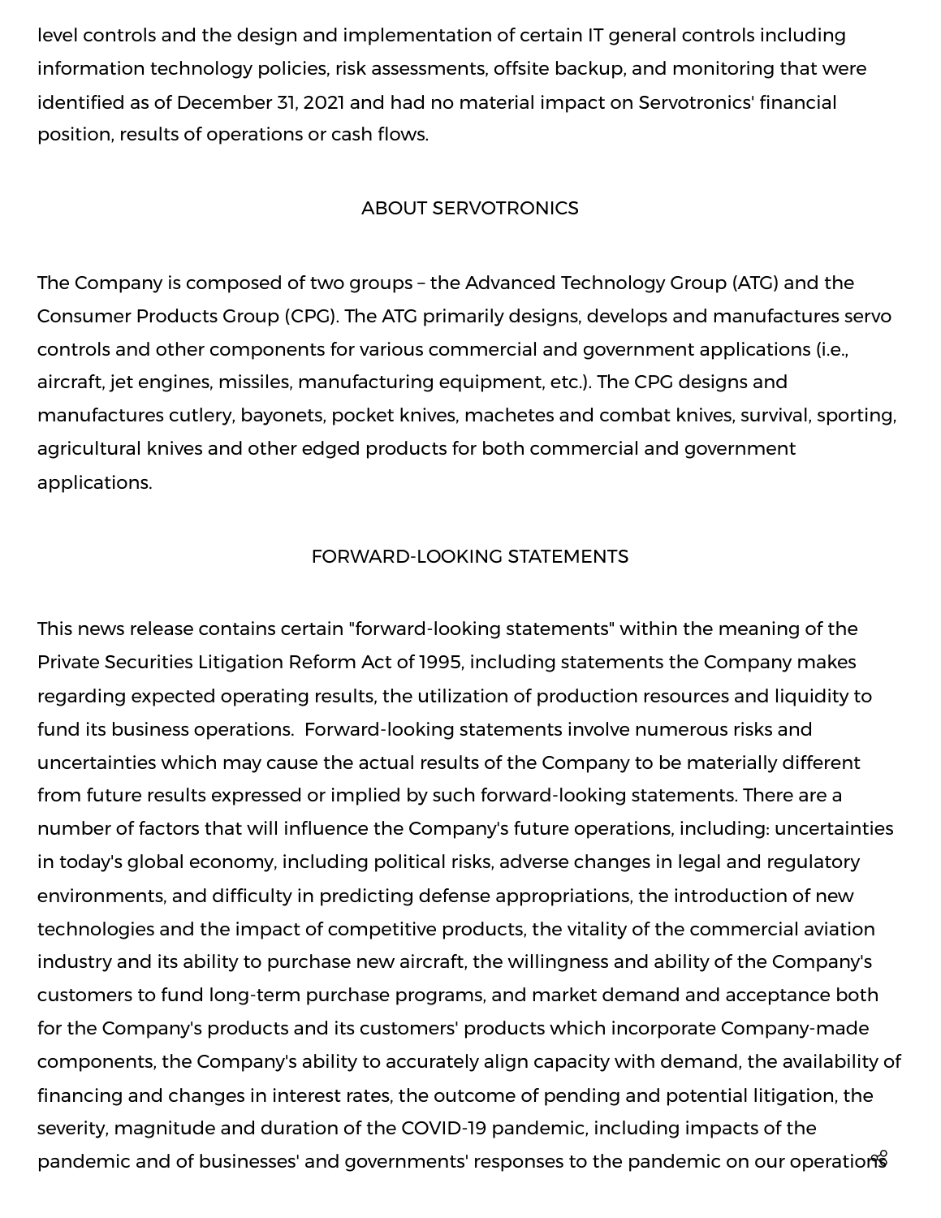level controls and the design and implementation of certain IT general controls including information technology policies, risk assessments, offsite backup, and monitoring that were identified as of December 31, 2021 and had no material impact on Servotronics' financial position, results of operations or cash flows.

## ABOUT SERVOTRONICS

The Company is composed of two groups – the Advanced Technology Group (ATG) and the Consumer Products Group (CPG). The ATG primarily designs, develops and manufactures servo controls and other components for various commercial and government applications (i.e., aircraft, jet engines, missiles, manufacturing equipment, etc.). The CPG designs and manufactures cutlery, bayonets, pocket knives, machetes and combat knives, survival, sporting, agricultural knives and other edged products for both commercial and government applications.

## FORWARD-LOOKING STATEMENTS

This news release contains certain "forward-looking statements" within the meaning of the Private Securities Litigation Reform Act of 1995, including statements the Company makes regarding expected operating results, the utilization of production resources and liquidity to fund its business operations. Forward-looking statements involve numerous risks and uncertainties which may cause the actual results of the Company to be materially different from future results expressed or implied by such forward-looking statements. There are a number of factors that will influence the Company's future operations, including: uncertainties in today's global economy, including political risks, adverse changes in legal and regulatory environments, and difficulty in predicting defense appropriations, the introduction of new technologies and the impact of competitive products, the vitality of the commercial aviation industry and its ability to purchase new aircraft, the willingness and ability of the Company's customers to fund long-term purchase programs, and market demand and acceptance both for the Company's products and its customers' products which incorporate Company-made components, the Company's ability to accurately align capacity with demand, the availability of financing and changes in interest rates, the outcome of pending and potential litigation, the severity, magnitude and duration of the COVID-19 pandemic, including impacts of the pandemic and of businesses' and governments' responses to the pandemic on our operations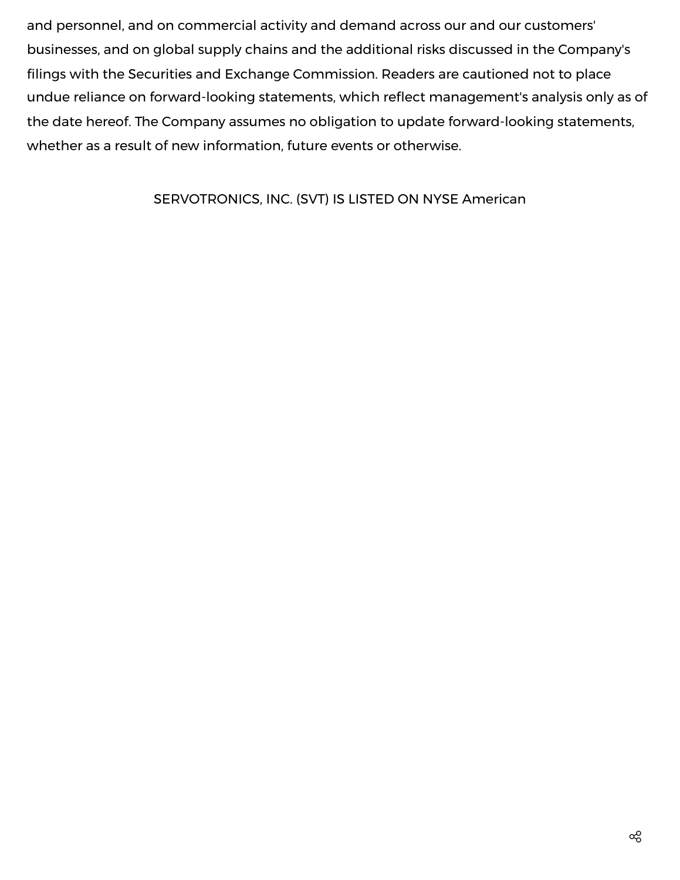and personnel, and on commercial activity and demand across our and our customers' businesses, and on global supply chains and the additional risks discussed in the Company's filings with the Securities and Exchange Commission. Readers are cautioned not to place undue reliance on forward-looking statements, which reflect management's analysis only as of the date hereof. The Company assumes no obligation to update forward-looking statements, whether as a result of new information, future events or otherwise.

SERVOTRONICS, INC. (SVT) IS LISTED ON NYSE American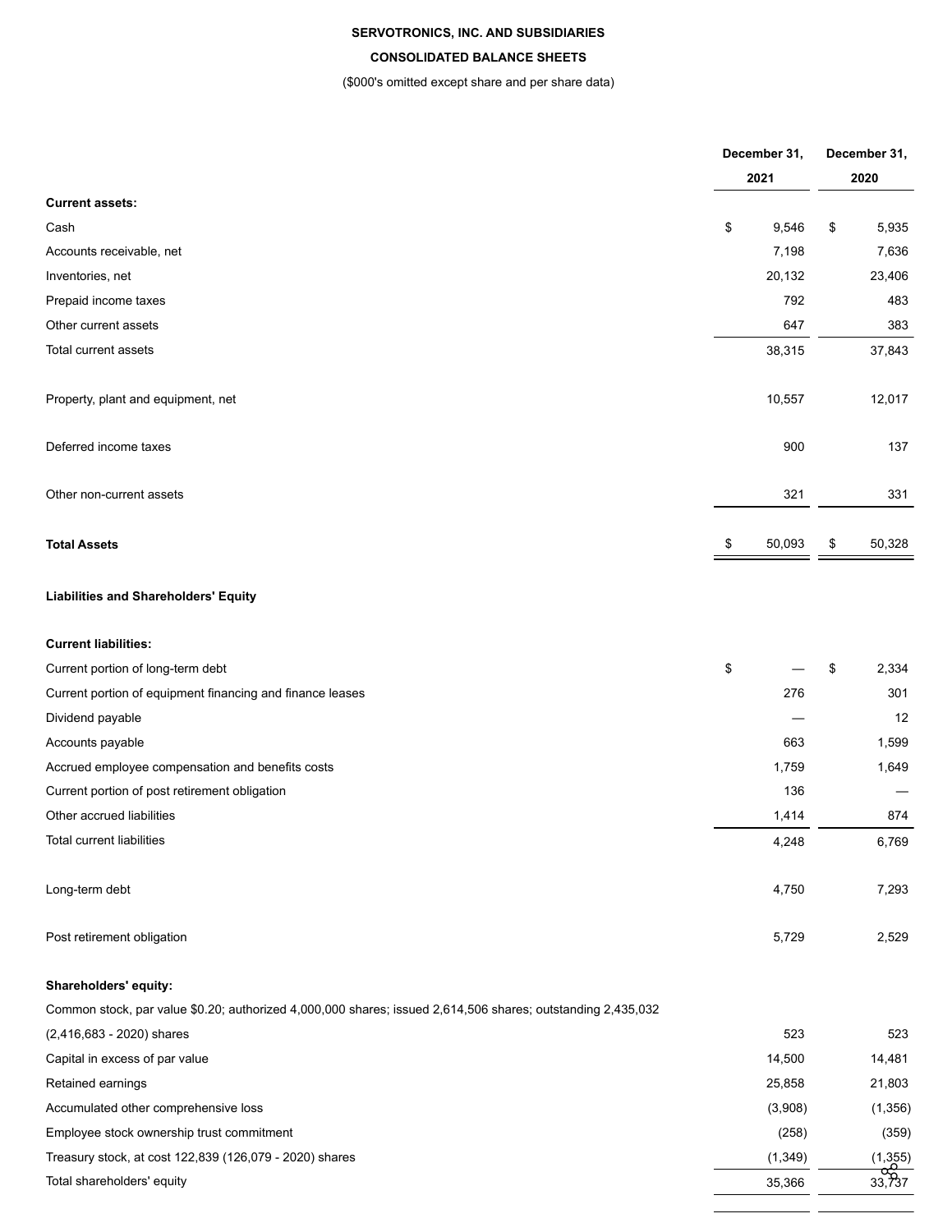**SERVOTRONICS, INC. AND SUBSIDIARIES**

**CONSOLIDATED BALANCE SHEETS**

($000's omitted except share and per share data)

| | December 31, 2021 | December 31, 2020 |
|---|---|---|
| **Current assets:** | | |
| Cash | $ 9,546 | $ 5,935 |
| Accounts receivable, net | 7,198 | 7,636 |
| Inventories, net | 20,132 | 23,406 |
| Prepaid income taxes | 792 | 483 |
| Other current assets | 647 | 383 |
| Total current assets | 38,315 | 37,843 |
| Property, plant and equipment, net | 10,557 | 12,017 |
| Deferred income taxes | 900 | 137 |
| Other non-current assets | 321 | 331 |
| **Total Assets** | $ 50,093 | $ 50,328 |
| **Liabilities and Shareholders' Equity** | | |
| **Current liabilities:** | | |
| Current portion of long-term debt | $ — | $ 2,334 |
| Current portion of equipment financing and finance leases | 276 | 301 |
| Dividend payable | — | 12 |
| Accounts payable | 663 | 1,599 |
| Accrued employee compensation and benefits costs | 1,759 | 1,649 |
| Current portion of post retirement obligation | 136 | — |
| Other accrued liabilities | 1,414 | 874 |
| Total current liabilities | 4,248 | 6,769 |
| Long-term debt | 4,750 | 7,293 |
| Post retirement obligation | 5,729 | 2,529 |
| **Shareholders' equity:** | | |
| Common stock, par value $0.20; authorized 4,000,000 shares; issued 2,614,506 shares; outstanding 2,435,032 (2,416,683 - 2020) shares | 523 | 523 |
| Capital in excess of par value | 14,500 | 14,481 |
| Retained earnings | 25,858 | 21,803 |
| Accumulated other comprehensive loss | (3,908) | (1,356) |
| Employee stock ownership trust commitment | (258) | (359) |
| Treasury stock, at cost 122,839 (126,079 - 2020) shares | (1,349) | (1,355) |
| Total shareholders' equity | 35,366 | 33,737 |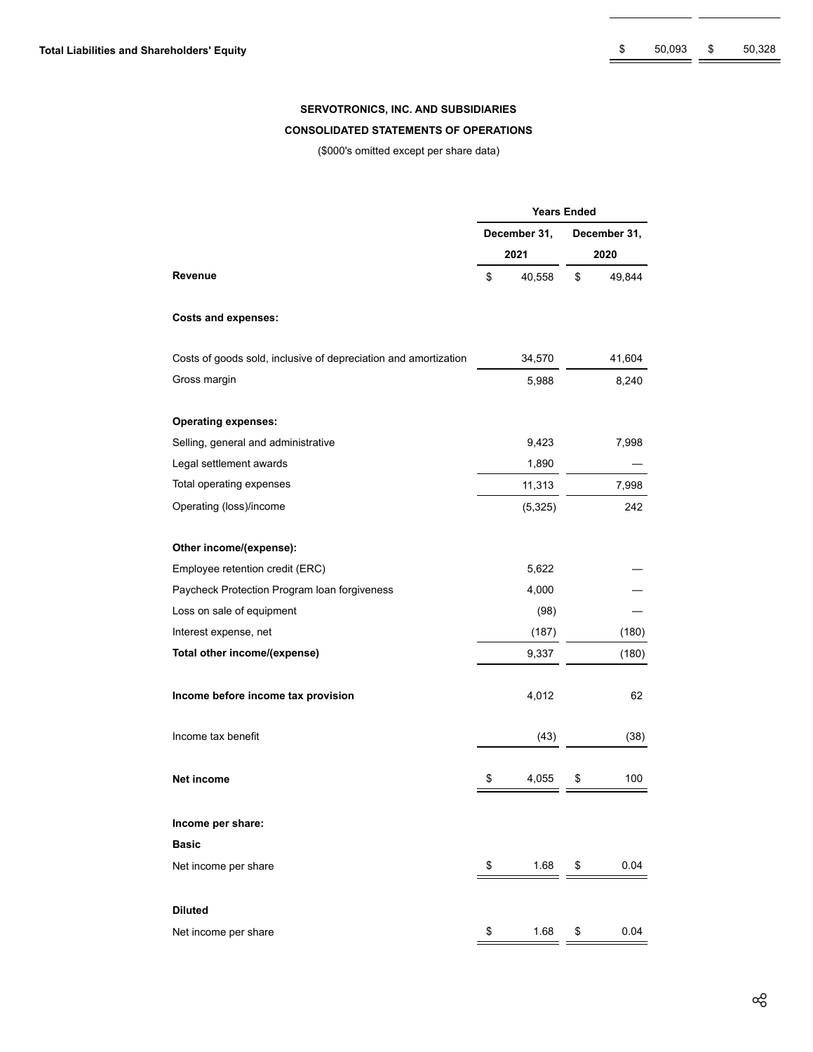| | | |
|---|---|---|
| **Total Liabilities and Shareholders' Equity** | $ 50,093 | $ 50,328 |

**SERVOTRONICS, INC. AND SUBSIDIARIES**

**CONSOLIDATED STATEMENTS OF OPERATIONS**

($000's omitted except per share data)

| | Years Ended | |
|---|---|---|
| | December 31, 2021 | December 31, 2020 |
| **Revenue** | $ 40,558 | $ 49,844 |
| **Costs and expenses:** | | |
| Costs of goods sold, inclusive of depreciation and amortization | 34,570 | 41,604 |
| Gross margin | 5,988 | 8,240 |
| **Operating expenses:** | | |
| Selling, general and administrative | 9,423 | 7,998 |
| Legal settlement awards | 1,890 | — |
| Total operating expenses | 11,313 | 7,998 |
| Operating (loss)/income | (5,325) | 242 |
| **Other income/(expense):** | | |
| Employee retention credit (ERC) | 5,622 | — |
| Paycheck Protection Program loan forgiveness | 4,000 | — |
| Loss on sale of equipment | (98) | — |
| Interest expense, net | (187) | (180) |
| **Total other income/(expense)** | 9,337 | (180) |
| **Income before income tax provision** | 4,012 | 62 |
| Income tax benefit | (43) | (38) |
| **Net income** | $ 4,055 | $ 100 |
| **Income per share:** | | |
| **Basic** | | |
| Net income per share | $ 1.68 | $ 0.04 |
| **Diluted** | | |
| Net income per share | $ 1.68 | $ 0.04 |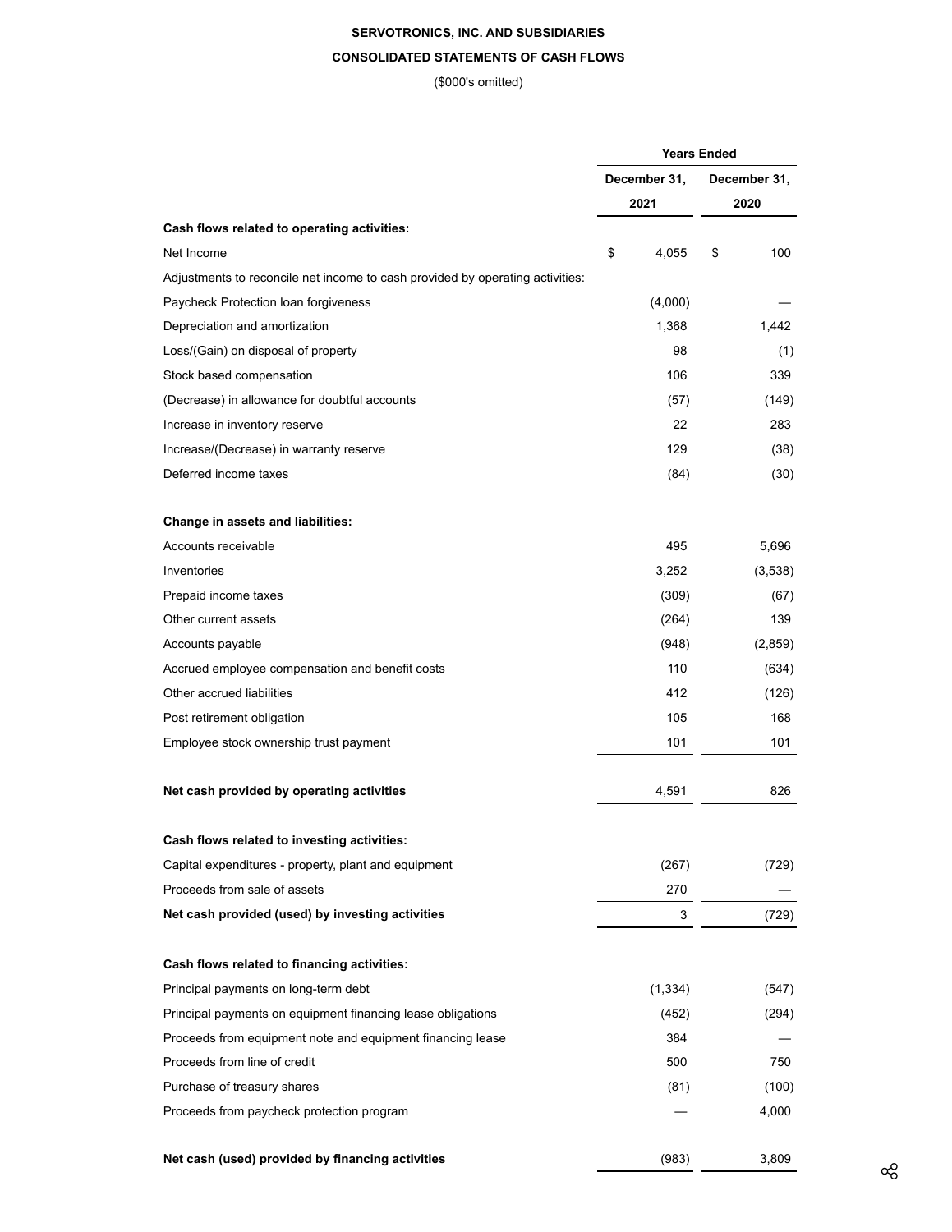**SERVOTRONICS, INC. AND SUBSIDIARIES**

**CONSOLIDATED STATEMENTS OF CASH FLOWS**

($000's omitted)

| | Years Ended | |
|---|---|---|
| | December 31, 2021 | December 31, 2020 |
| **Cash flows related to operating activities:** | | |
| Net Income | $ 4,055 | $ 100 |
| Adjustments to reconcile net income to cash provided by operating activities: | | |
| Paycheck Protection loan forgiveness | (4,000) | — |
| Depreciation and amortization | 1,368 | 1,442 |
| Loss/(Gain) on disposal of property | 98 | (1) |
| Stock based compensation | 106 | 339 |
| (Decrease) in allowance for doubtful accounts | (57) | (149) |
| Increase in inventory reserve | 22 | 283 |
| Increase/(Decrease) in warranty reserve | 129 | (38) |
| Deferred income taxes | (84) | (30) |
| **Change in assets and liabilities:** | | |
| Accounts receivable | 495 | 5,696 |
| Inventories | 3,252 | (3,538) |
| Prepaid income taxes | (309) | (67) |
| Other current assets | (264) | 139 |
| Accounts payable | (948) | (2,859) |
| Accrued employee compensation and benefit costs | 110 | (634) |
| Other accrued liabilities | 412 | (126) |
| Post retirement obligation | 105 | 168 |
| Employee stock ownership trust payment | 101 | 101 |
| **Net cash provided by operating activities** | 4,591 | 826 |
| **Cash flows related to investing activities:** | | |
| Capital expenditures - property, plant and equipment | (267) | (729) |
| Proceeds from sale of assets | 270 | — |
| **Net cash provided (used) by investing activities** | 3 | (729) |
| **Cash flows related to financing activities:** | | |
| Principal payments on long-term debt | (1,334) | (547) |
| Principal payments on equipment financing lease obligations | (452) | (294) |
| Proceeds from equipment note and equipment financing lease | 384 | — |
| Proceeds from line of credit | 500 | 750 |
| Purchase of treasury shares | (81) | (100) |
| Proceeds from paycheck protection program | — | 4,000 |
| **Net cash (used) provided by financing activities** | (983) | 3,809 |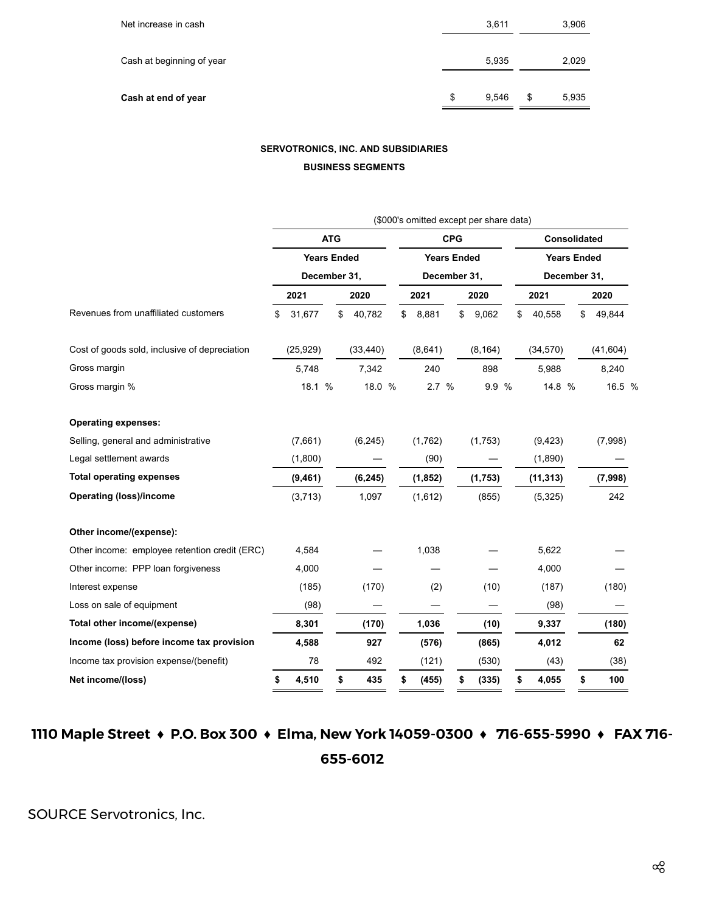| | 2021 | 2020 |
|---|---|---|
| Net increase in cash | 3,611 | 3,906 |
| Cash at beginning of year | 5,935 | 2,029 |
| **Cash at end of year** | $ 9,546 | $ 5,935 |

**SERVOTRONICS, INC. AND SUBSIDIARIES**

**BUSINESS SEGMENTS**

| | ($000's omitted except per share data) | | | | | |
|---|---|---|---|---|---|---|
| | **ATG** | | **CPG** | | **Consolidated** | |
| | **Years Ended December 31,** | | **Years Ended December 31,** | | **Years Ended December 31,** | |
| | **2021** | **2020** | **2021** | **2020** | **2021** | **2020** |
| Revenues from unaffiliated customers | $ 31,677 | $ 40,782 | $ 8,881 | $ 9,062 | $ 40,558 | $ 49,844 |
| Cost of goods sold, inclusive of depreciation | (25,929) | (33,440) | (8,641) | (8,164) | (34,570) | (41,604) |
| Gross margin | 5,748 | 7,342 | 240 | 898 | 5,988 | 8,240 |
| Gross margin % | 18.1 % | 18.0 % | 2.7 % | 9.9 % | 14.8 % | 16.5 % |
| **Operating expenses:** | | | | | | |
| Selling, general and administrative | (7,661) | (6,245) | (1,762) | (1,753) | (9,423) | (7,998) |
| Legal settlement awards | (1,800) | — | (90) | — | (1,890) | — |
| **Total operating expenses** | **(9,461)** | **(6,245)** | **(1,852)** | **(1,753)** | **(11,313)** | **(7,998)** |
| **Operating (loss)/income** | (3,713) | 1,097 | (1,612) | (855) | (5,325) | 242 |
| **Other income/(expense):** | | | | | | |
| Other income: employee retention credit (ERC) | 4,584 | — | 1,038 | — | 5,622 | — |
| Other income: PPP loan forgiveness | 4,000 | — | — | — | 4,000 | — |
| Interest expense | (185) | (170) | (2) | (10) | (187) | (180) |
| Loss on sale of equipment | (98) | — | — | — | (98) | — |
| **Total other income/(expense)** | **8,301** | **(170)** | **1,036** | **(10)** | **9,337** | **(180)** |
| **Income (loss) before income tax provision** | **4,588** | **927** | **(576)** | **(865)** | **4,012** | **62** |
| Income tax provision expense/(benefit) | 78 | 492 | (121) | (530) | (43) | (38) |
| **Net income/(loss)** | **$ 4,510** | **$ 435** | **$ (455)** | **$ (335)** | **$ 4,055** | **$ 100** |

**1110 Maple Street ♦ P.O. Box 300 ♦ Elma, New York 14059-0300 ♦ 716-655-5990 ♦ FAX 716-655-6012**

SOURCE Servotronics, Inc.